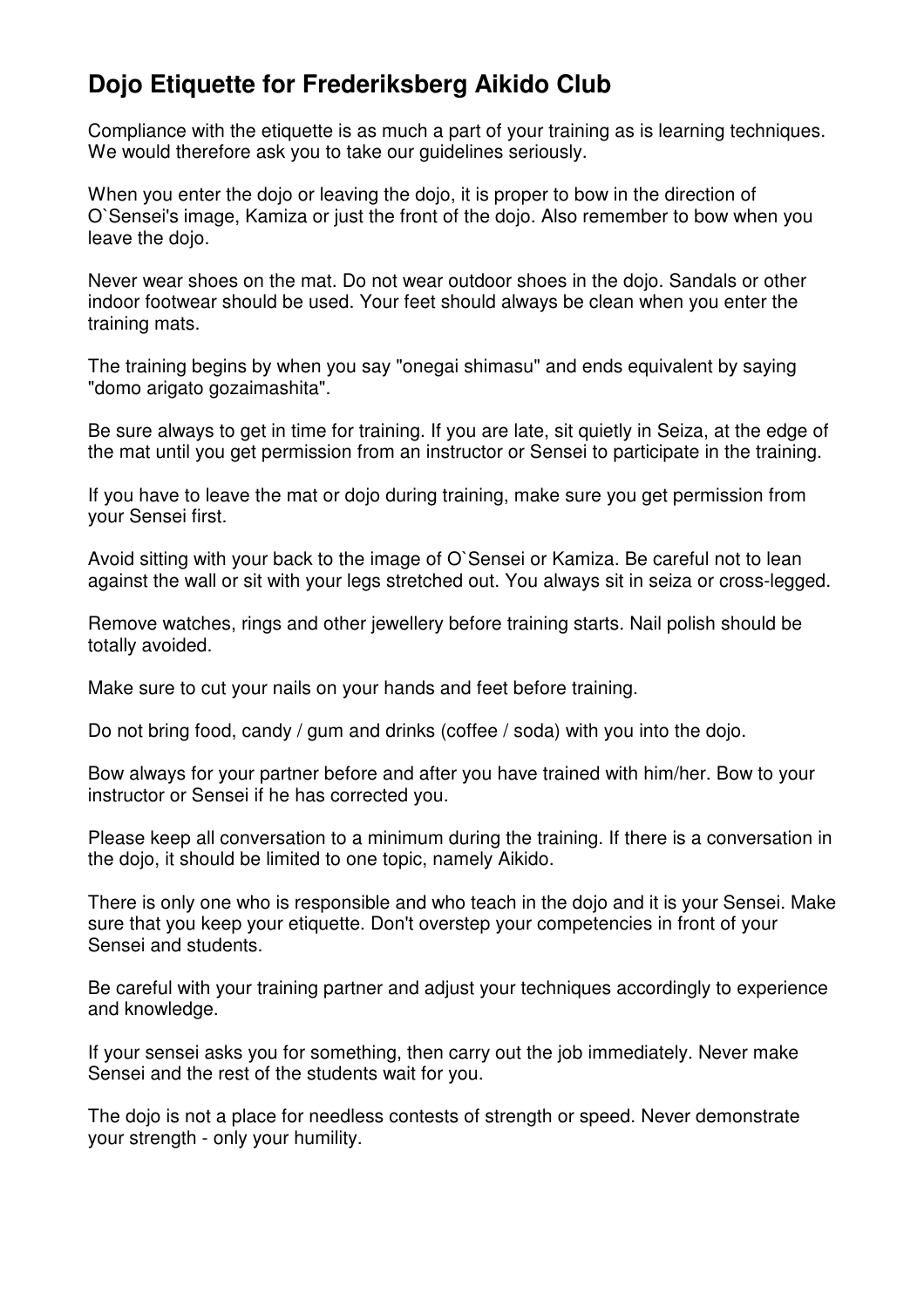# Dojo Etiquette for Frederiksberg Aikido Club

Compliance with the etiquette is as much a part of your training as is learning techniques. We would therefore ask you to take our guidelines seriously.

When you enter the dojo or leaving the dojo, it is proper to bow in the direction of O`Sensei's image, Kamiza or just the front of the dojo. Also remember to bow when you leave the dojo.

Never wear shoes on the mat. Do not wear outdoor shoes in the dojo. Sandals or other indoor footwear should be used. Your feet should always be clean when you enter the training mats.

The training begins by when you say "onegai shimasu" and ends equivalent by saying "domo arigato gozaimashita".

Be sure always to get in time for training. If you are late, sit quietly in Seiza, at the edge of the mat until you get permission from an instructor or Sensei to participate in the training.

If you have to leave the mat or dojo during training, make sure you get permission from your Sensei first.

Avoid sitting with your back to the image of O`Sensei or Kamiza. Be careful not to lean against the wall or sit with your legs stretched out. You always sit in seiza or cross-legged.

Remove watches, rings and other jewellery before training starts. Nail polish should be totally avoided.

Make sure to cut your nails on your hands and feet before training.

Do not bring food, candy / gum and drinks (coffee / soda) with you into the dojo.

Bow always for your partner before and after you have trained with him/her. Bow to your instructor or Sensei if he has corrected you.

Please keep all conversation to a minimum during the training. If there is a conversation in the dojo, it should be limited to one topic, namely Aikido.

There is only one who is responsible and who teach in the dojo and it is your Sensei. Make sure that you keep your etiquette. Don't overstep your competencies in front of your Sensei and students.

Be careful with your training partner and adjust your techniques accordingly to experience and knowledge.

If your sensei asks you for something, then carry out the job immediately. Never make Sensei and the rest of the students wait for you.

The dojo is not a place for needless contests of strength or speed. Never demonstrate your strength - only your humility.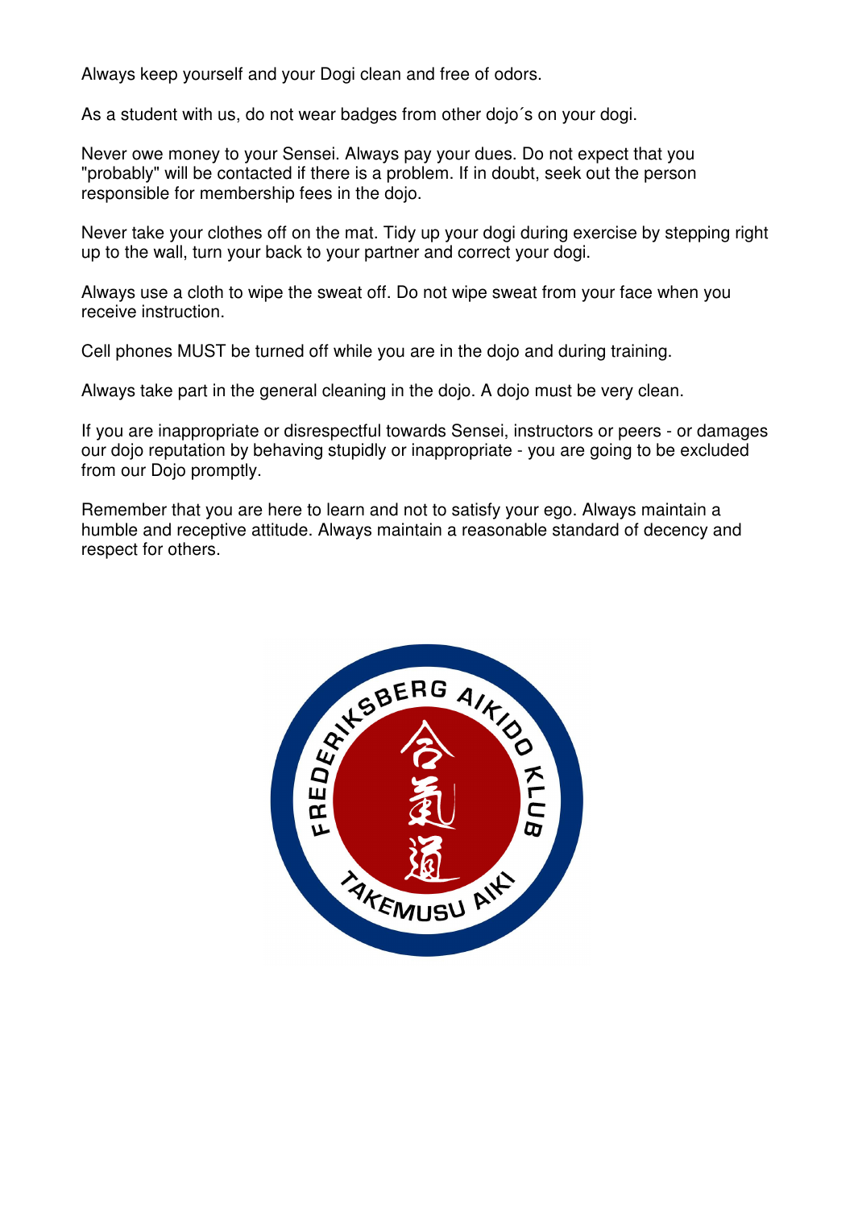Always keep yourself and your Dogi clean and free of odors.

As a student with us, do not wear badges from other dojo´s on your dogi.

Never owe money to your Sensei. Always pay your dues. Do not expect that you "probably" will be contacted if there is a problem. If in doubt, seek out the person responsible for membership fees in the dojo.

Never take your clothes off on the mat. Tidy up your dogi during exercise by stepping right up to the wall, turn your back to your partner and correct your dogi.

Always use a cloth to wipe the sweat off. Do not wipe sweat from your face when you receive instruction.

Cell phones MUST be turned off while you are in the dojo and during training.

Always take part in the general cleaning in the dojo. A dojo must be very clean.

If you are inappropriate or disrespectful towards Sensei, instructors or peers - or damages our dojo reputation by behaving stupidly or inappropriate - you are going to be excluded from our Dojo promptly.

Remember that you are here to learn and not to satisfy your ego. Always maintain a humble and receptive attitude. Always maintain a reasonable standard of decency and respect for others.

FREDERIKSBERG AIKIDO KLUB

合氣道

TAKEMUSU AIKI